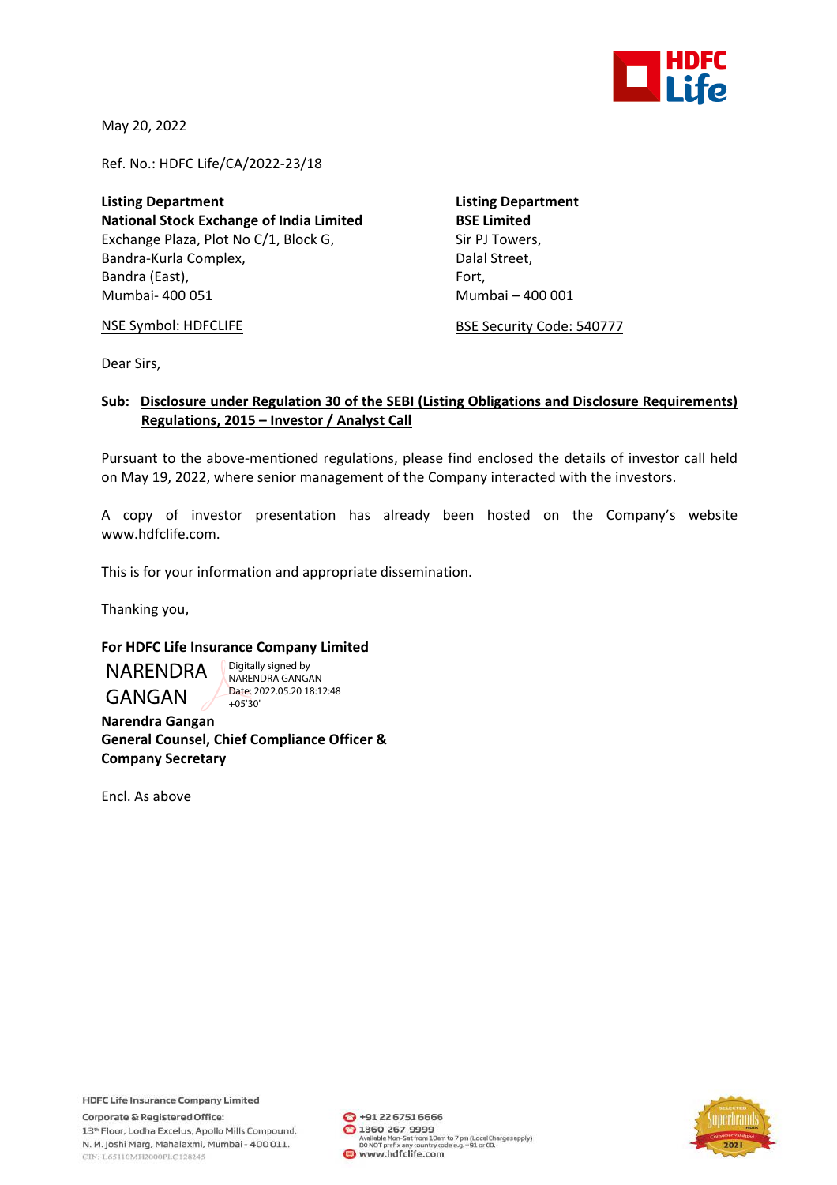May 20, 2022

Ref. No.: HDFC Life/CA/2022-23/18

**Listing Department**
**National Stock Exchange of India Limited**
Exchange Plaza, Plot No C/1, Block G,
Bandra-Kurla Complex,
Bandra (East),
Mumbai- 400 051

NSE Symbol: HDFCLIFE

**Listing Department**
**BSE Limited**
Sir PJ Towers,
Dalal Street,
Fort,
Mumbai – 400 001

BSE Security Code: 540777

Dear Sirs,

**Sub: Disclosure under Regulation 30 of the SEBI (Listing Obligations and Disclosure Requirements) Regulations, 2015 – Investor / Analyst Call**

Pursuant to the above-mentioned regulations, please find enclosed the details of investor call held on May 19, 2022, where senior management of the Company interacted with the investors.

A copy of investor presentation has already been hosted on the Company's website www.hdfclife.com.

This is for your information and appropriate dissemination.

Thanking you,

**For HDFC Life Insurance Company Limited**

NARENDRA GANGAN

Digitally signed by NARENDRA GANGAN
Date: 2022.05.20 18:12:48 +05'30'

**Narendra Gangan**
**General Counsel, Chief Compliance Officer & Company Secretary**

Encl. As above

HDFC Life Insurance Company Limited
Corporate & Registered Office:
13th Floor, Lodha Excelus, Apollo Mills Compound,
N. M. Joshi Marg, Mahalaxmi, Mumbai - 400 011.
CIN: L65110MH2000PLC128245

+91 22 6751 6666
1860-267-9999
Available Mon-Sat from 10am to 7 pm (Local Charges apply)
DO NOT prefix any country code e.g. +91 or 00.
www.hdfclife.com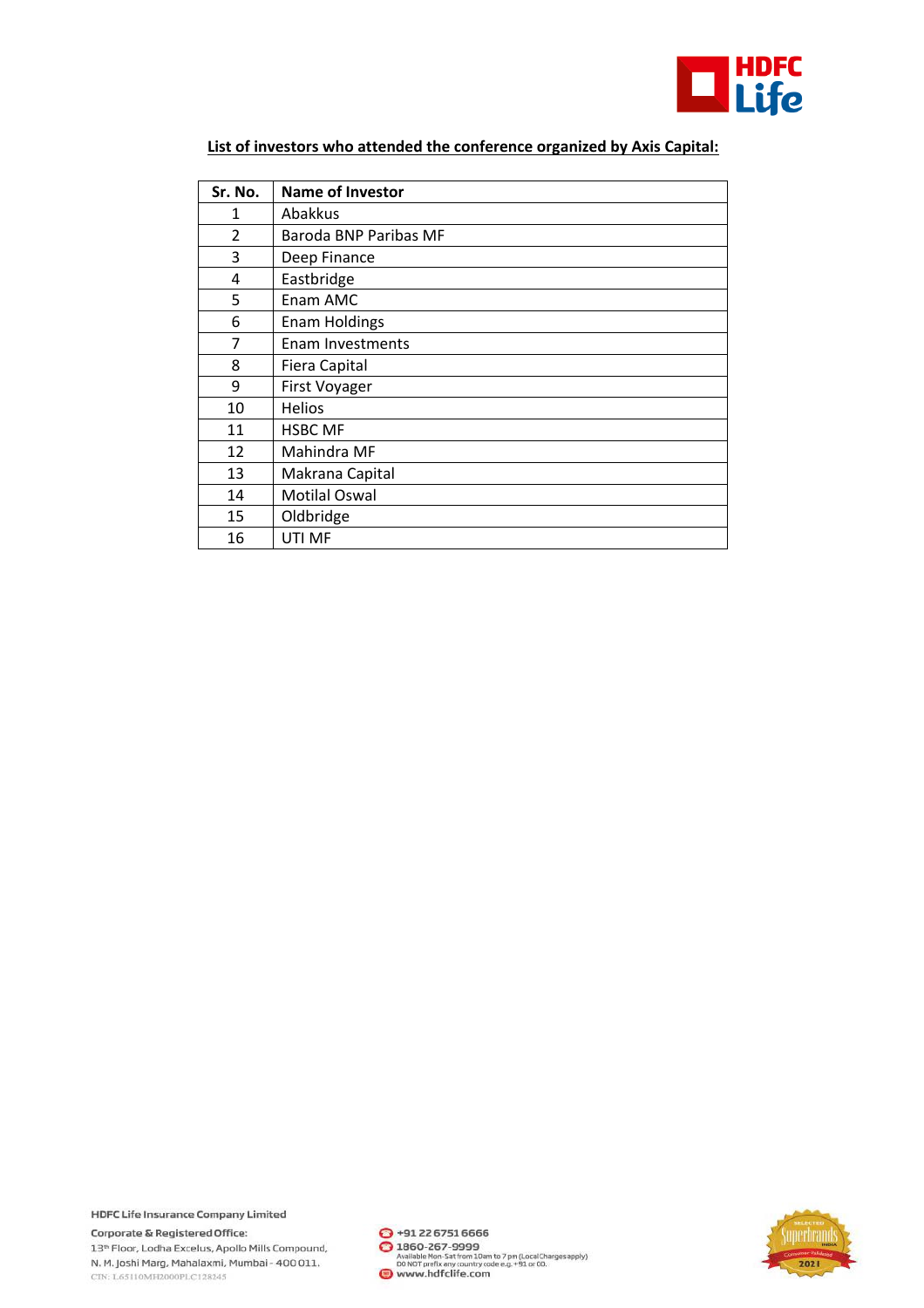**List of investors who attended the conference organized by Axis Capital:**

| Sr. No. | Name of Investor |
|---|---|
| 1 | Abakkus |
| 2 | Baroda BNP Paribas MF |
| 3 | Deep Finance |
| 4 | Eastbridge |
| 5 | Enam AMC |
| 6 | Enam Holdings |
| 7 | Enam Investments |
| 8 | Fiera Capital |
| 9 | First Voyager |
| 10 | Helios |
| 11 | HSBC MF |
| 12 | Mahindra MF |
| 13 | Makrana Capital |
| 14 | Motilal Oswal |
| 15 | Oldbridge |
| 16 | UTI MF |